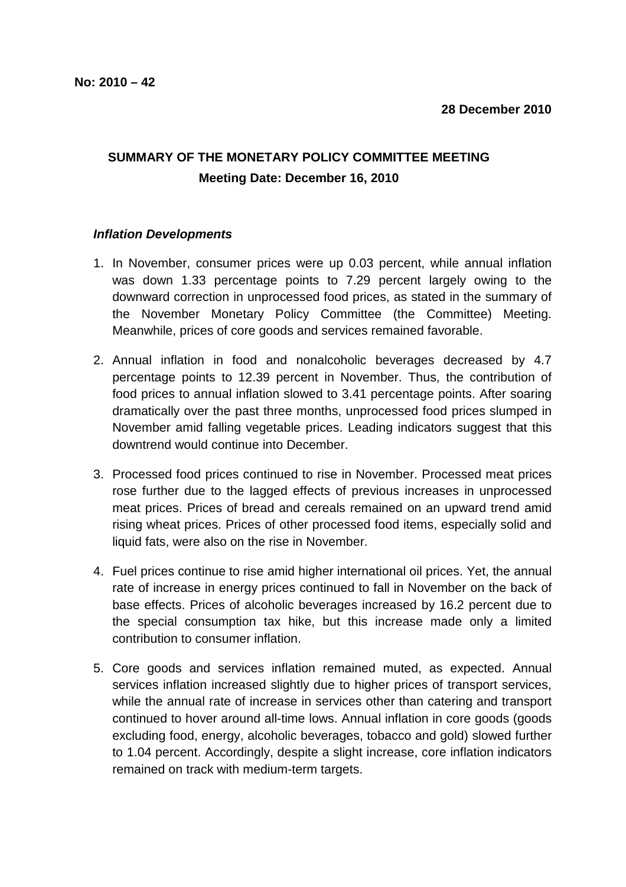**No: 2010 – 42**

**28 December 2010**

## SUMMARY OF THE MONETARY POLICY COMMITTEE MEETING

**Meeting Date: December 16, 2010**

### *Inflation Developments*

1. In November, consumer prices were up 0.03 percent, while annual inflation was down 1.33 percentage points to 7.29 percent largely owing to the downward correction in unprocessed food prices, as stated in the summary of the November Monetary Policy Committee (the Committee) Meeting. Meanwhile, prices of core goods and services remained favorable.

2. Annual inflation in food and nonalcoholic beverages decreased by 4.7 percentage points to 12.39 percent in November. Thus, the contribution of food prices to annual inflation slowed to 3.41 percentage points. After soaring dramatically over the past three months, unprocessed food prices slumped in November amid falling vegetable prices. Leading indicators suggest that this downtrend would continue into December.

3. Processed food prices continued to rise in November. Processed meat prices rose further due to the lagged effects of previous increases in unprocessed meat prices. Prices of bread and cereals remained on an upward trend amid rising wheat prices. Prices of other processed food items, especially solid and liquid fats, were also on the rise in November.

4. Fuel prices continue to rise amid higher international oil prices. Yet, the annual rate of increase in energy prices continued to fall in November on the back of base effects. Prices of alcoholic beverages increased by 16.2 percent due to the special consumption tax hike, but this increase made only a limited contribution to consumer inflation.

5. Core goods and services inflation remained muted, as expected. Annual services inflation increased slightly due to higher prices of transport services, while the annual rate of increase in services other than catering and transport continued to hover around all-time lows. Annual inflation in core goods (goods excluding food, energy, alcoholic beverages, tobacco and gold) slowed further to 1.04 percent. Accordingly, despite a slight increase, core inflation indicators remained on track with medium-term targets.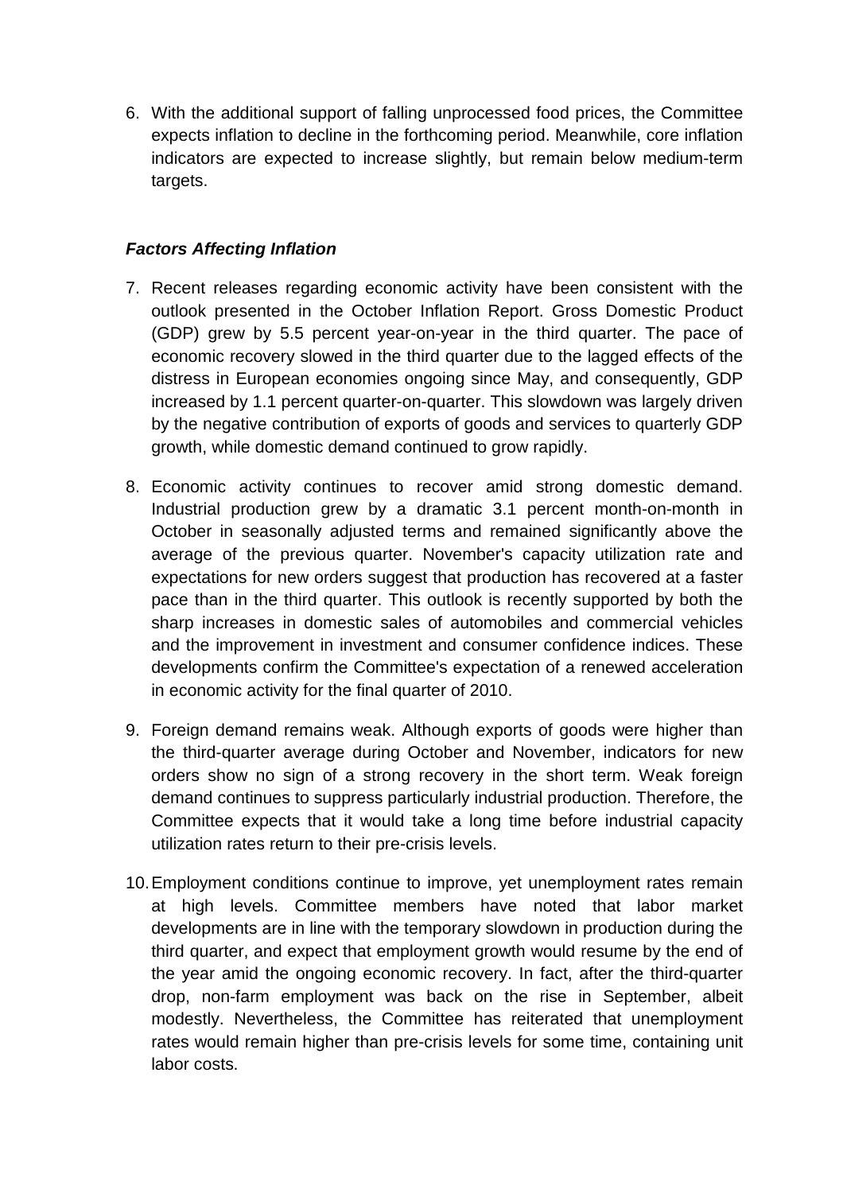6. With the additional support of falling unprocessed food prices, the Committee expects inflation to decline in the forthcoming period. Meanwhile, core inflation indicators are expected to increase slightly, but remain below medium-term targets.

### *Factors Affecting Inflation*

7. Recent releases regarding economic activity have been consistent with the outlook presented in the October Inflation Report. Gross Domestic Product (GDP) grew by 5.5 percent year-on-year in the third quarter. The pace of economic recovery slowed in the third quarter due to the lagged effects of the distress in European economies ongoing since May, and consequently, GDP increased by 1.1 percent quarter-on-quarter. This slowdown was largely driven by the negative contribution of exports of goods and services to quarterly GDP growth, while domestic demand continued to grow rapidly.

8. Economic activity continues to recover amid strong domestic demand. Industrial production grew by a dramatic 3.1 percent month-on-month in October in seasonally adjusted terms and remained significantly above the average of the previous quarter. November's capacity utilization rate and expectations for new orders suggest that production has recovered at a faster pace than in the third quarter. This outlook is recently supported by both the sharp increases in domestic sales of automobiles and commercial vehicles and the improvement in investment and consumer confidence indices. These developments confirm the Committee's expectation of a renewed acceleration in economic activity for the final quarter of 2010.

9. Foreign demand remains weak. Although exports of goods were higher than the third-quarter average during October and November, indicators for new orders show no sign of a strong recovery in the short term. Weak foreign demand continues to suppress particularly industrial production. Therefore, the Committee expects that it would take a long time before industrial capacity utilization rates return to their pre-crisis levels.

10. Employment conditions continue to improve, yet unemployment rates remain at high levels. Committee members have noted that labor market developments are in line with the temporary slowdown in production during the third quarter, and expect that employment growth would resume by the end of the year amid the ongoing economic recovery. In fact, after the third-quarter drop, non-farm employment was back on the rise in September, albeit modestly. Nevertheless, the Committee has reiterated that unemployment rates would remain higher than pre-crisis levels for some time, containing unit labor costs.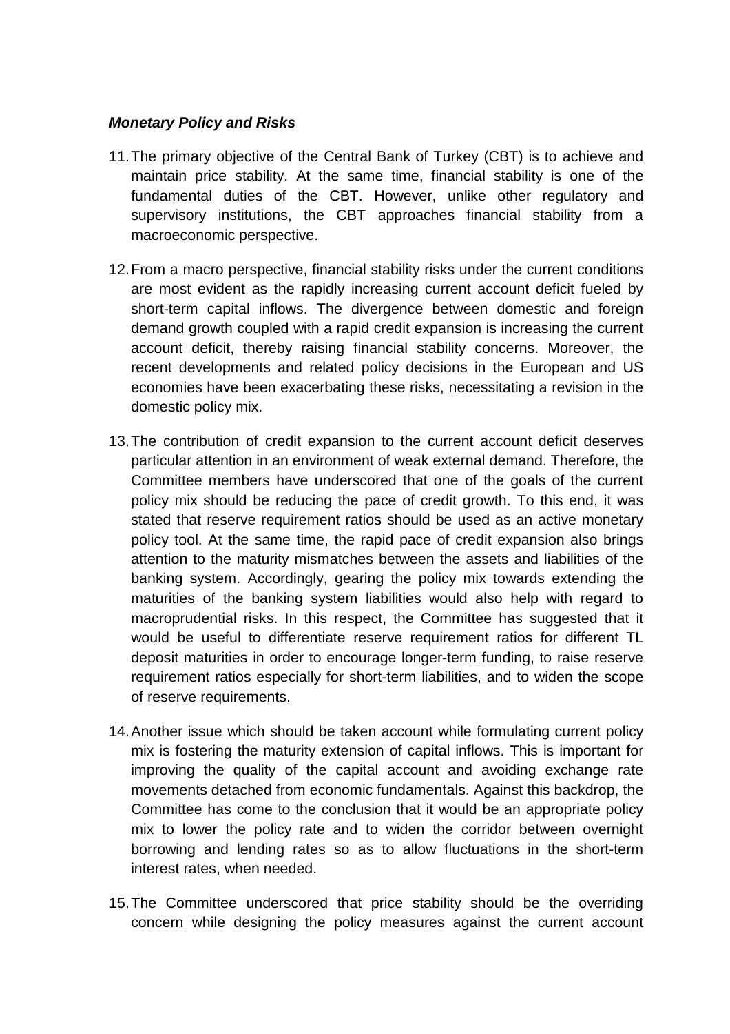***Monetary Policy and Risks***

11. The primary objective of the Central Bank of Turkey (CBT) is to achieve and maintain price stability. At the same time, financial stability is one of the fundamental duties of the CBT. However, unlike other regulatory and supervisory institutions, the CBT approaches financial stability from a macroeconomic perspective.

12. From a macro perspective, financial stability risks under the current conditions are most evident as the rapidly increasing current account deficit fueled by short-term capital inflows. The divergence between domestic and foreign demand growth coupled with a rapid credit expansion is increasing the current account deficit, thereby raising financial stability concerns. Moreover, the recent developments and related policy decisions in the European and US economies have been exacerbating these risks, necessitating a revision in the domestic policy mix.

13. The contribution of credit expansion to the current account deficit deserves particular attention in an environment of weak external demand. Therefore, the Committee members have underscored that one of the goals of the current policy mix should be reducing the pace of credit growth. To this end, it was stated that reserve requirement ratios should be used as an active monetary policy tool. At the same time, the rapid pace of credit expansion also brings attention to the maturity mismatches between the assets and liabilities of the banking system. Accordingly, gearing the policy mix towards extending the maturities of the banking system liabilities would also help with regard to macroprudential risks. In this respect, the Committee has suggested that it would be useful to differentiate reserve requirement ratios for different TL deposit maturities in order to encourage longer-term funding, to raise reserve requirement ratios especially for short-term liabilities, and to widen the scope of reserve requirements.

14. Another issue which should be taken account while formulating current policy mix is fostering the maturity extension of capital inflows. This is important for improving the quality of the capital account and avoiding exchange rate movements detached from economic fundamentals. Against this backdrop, the Committee has come to the conclusion that it would be an appropriate policy mix to lower the policy rate and to widen the corridor between overnight borrowing and lending rates so as to allow fluctuations in the short-term interest rates, when needed.

15. The Committee underscored that price stability should be the overriding concern while designing the policy measures against the current account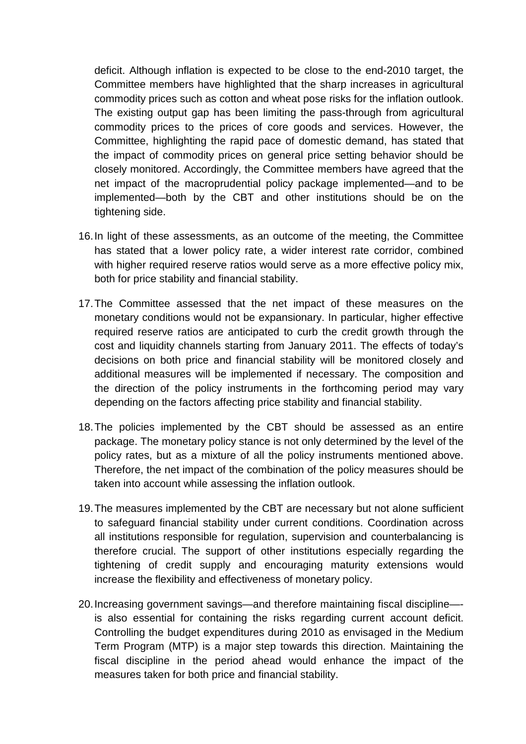deficit. Although inflation is expected to be close to the end-2010 target, the Committee members have highlighted that the sharp increases in agricultural commodity prices such as cotton and wheat pose risks for the inflation outlook. The existing output gap has been limiting the pass-through from agricultural commodity prices to the prices of core goods and services. However, the Committee, highlighting the rapid pace of domestic demand, has stated that the impact of commodity prices on general price setting behavior should be closely monitored. Accordingly, the Committee members have agreed that the net impact of the macroprudential policy package implemented—and to be implemented—both by the CBT and other institutions should be on the tightening side.

16. In light of these assessments, as an outcome of the meeting, the Committee has stated that a lower policy rate, a wider interest rate corridor, combined with higher required reserve ratios would serve as a more effective policy mix, both for price stability and financial stability.

17. The Committee assessed that the net impact of these measures on the monetary conditions would not be expansionary. In particular, higher effective required reserve ratios are anticipated to curb the credit growth through the cost and liquidity channels starting from January 2011. The effects of today's decisions on both price and financial stability will be monitored closely and additional measures will be implemented if necessary. The composition and the direction of the policy instruments in the forthcoming period may vary depending on the factors affecting price stability and financial stability.

18. The policies implemented by the CBT should be assessed as an entire package. The monetary policy stance is not only determined by the level of the policy rates, but as a mixture of all the policy instruments mentioned above. Therefore, the net impact of the combination of the policy measures should be taken into account while assessing the inflation outlook.

19. The measures implemented by the CBT are necessary but not alone sufficient to safeguard financial stability under current conditions. Coordination across all institutions responsible for regulation, supervision and counterbalancing is therefore crucial. The support of other institutions especially regarding the tightening of credit supply and encouraging maturity extensions would increase the flexibility and effectiveness of monetary policy.

20. Increasing government savings—and therefore maintaining fiscal discipline—-is also essential for containing the risks regarding current account deficit. Controlling the budget expenditures during 2010 as envisaged in the Medium Term Program (MTP) is a major step towards this direction. Maintaining the fiscal discipline in the period ahead would enhance the impact of the measures taken for both price and financial stability.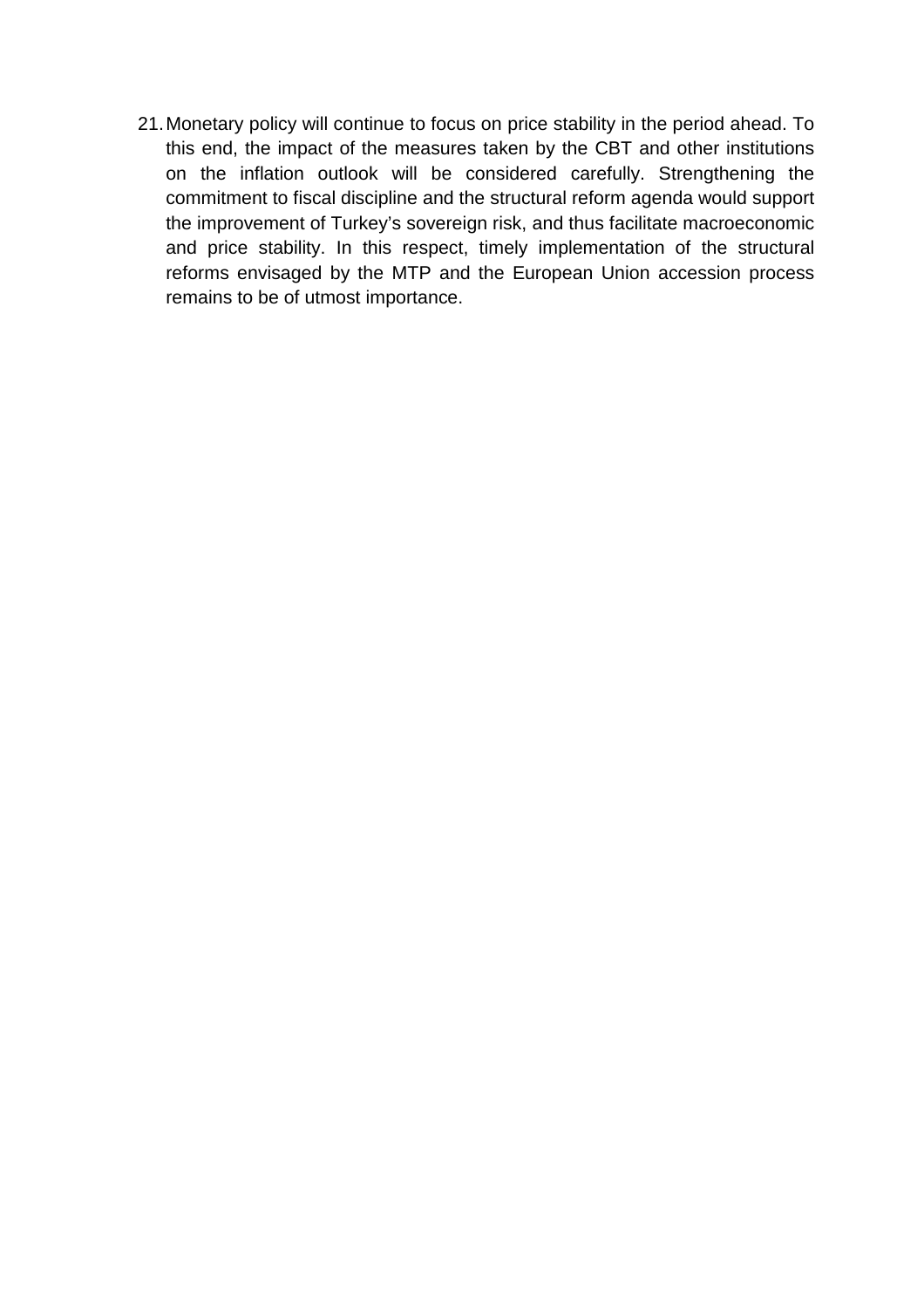21. Monetary policy will continue to focus on price stability in the period ahead. To this end, the impact of the measures taken by the CBT and other institutions on the inflation outlook will be considered carefully. Strengthening the commitment to fiscal discipline and the structural reform agenda would support the improvement of Turkey's sovereign risk, and thus facilitate macroeconomic and price stability. In this respect, timely implementation of the structural reforms envisaged by the MTP and the European Union accession process remains to be of utmost importance.